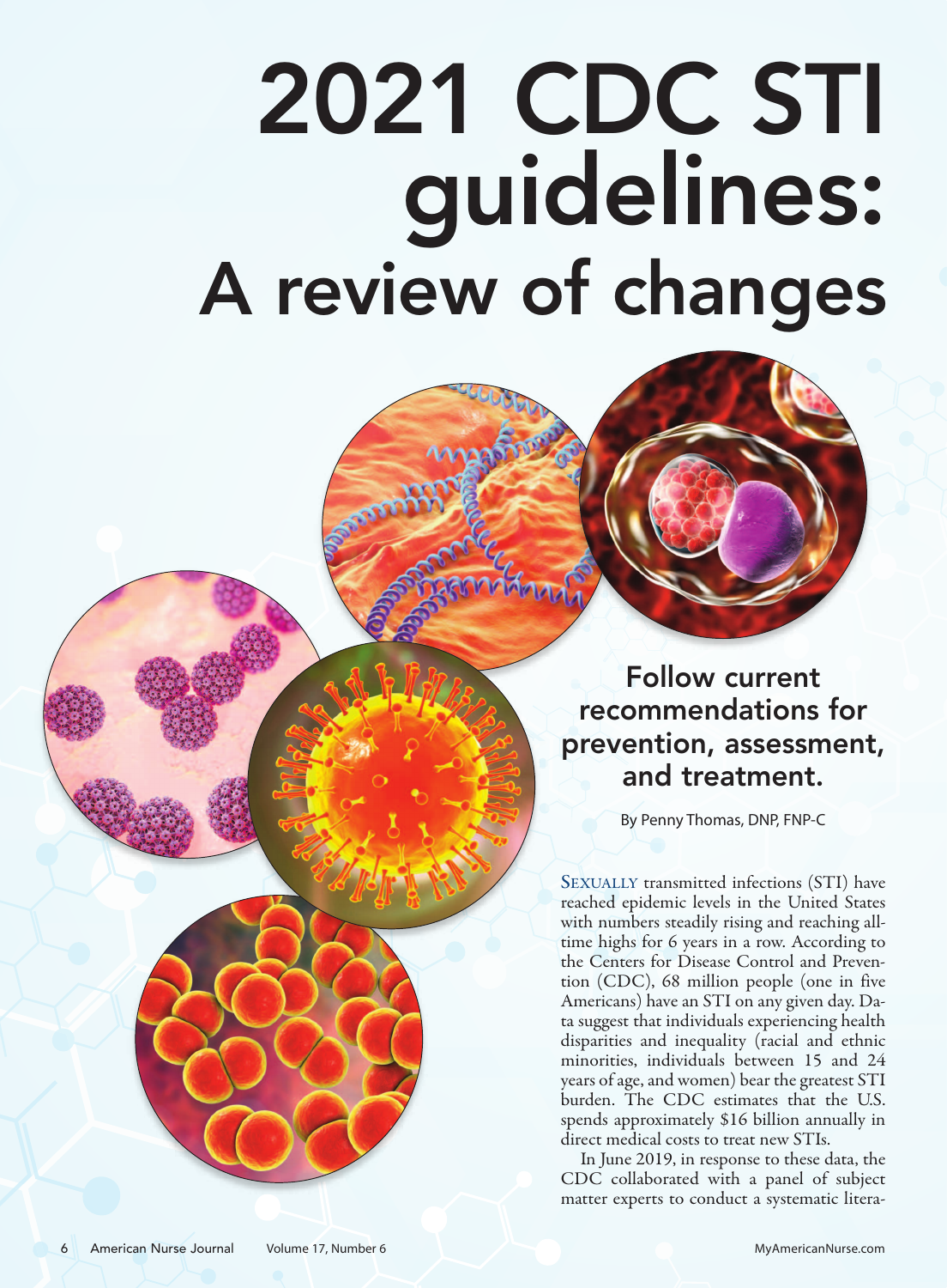# 2021 CDC STI guidelines: A review of changes

## Follow current recommendations for prevention, assessment, and treatment.

By Penny Thomas, DNP, FNP-C

SEXUALLY transmitted infections (STI) have reached epidemic levels in the United States with numbers steadily rising and reaching all-time highs for 6 years in a row. According to the Centers for Disease Control and Prevention (CDC), 68 million people (one in five Americans) have an STI on any given day. Data suggest that individuals experiencing health disparities and inequality (racial and ethnic minorities, individuals between 15 and 24 years of age, and women) bear the greatest STI burden. The CDC estimates that the U.S. spends approximately $16 billion annually in direct medical costs to treat new STIs.

In June 2019, in response to these data, the CDC collaborated with a panel of subject matter experts to conduct a systematic litera-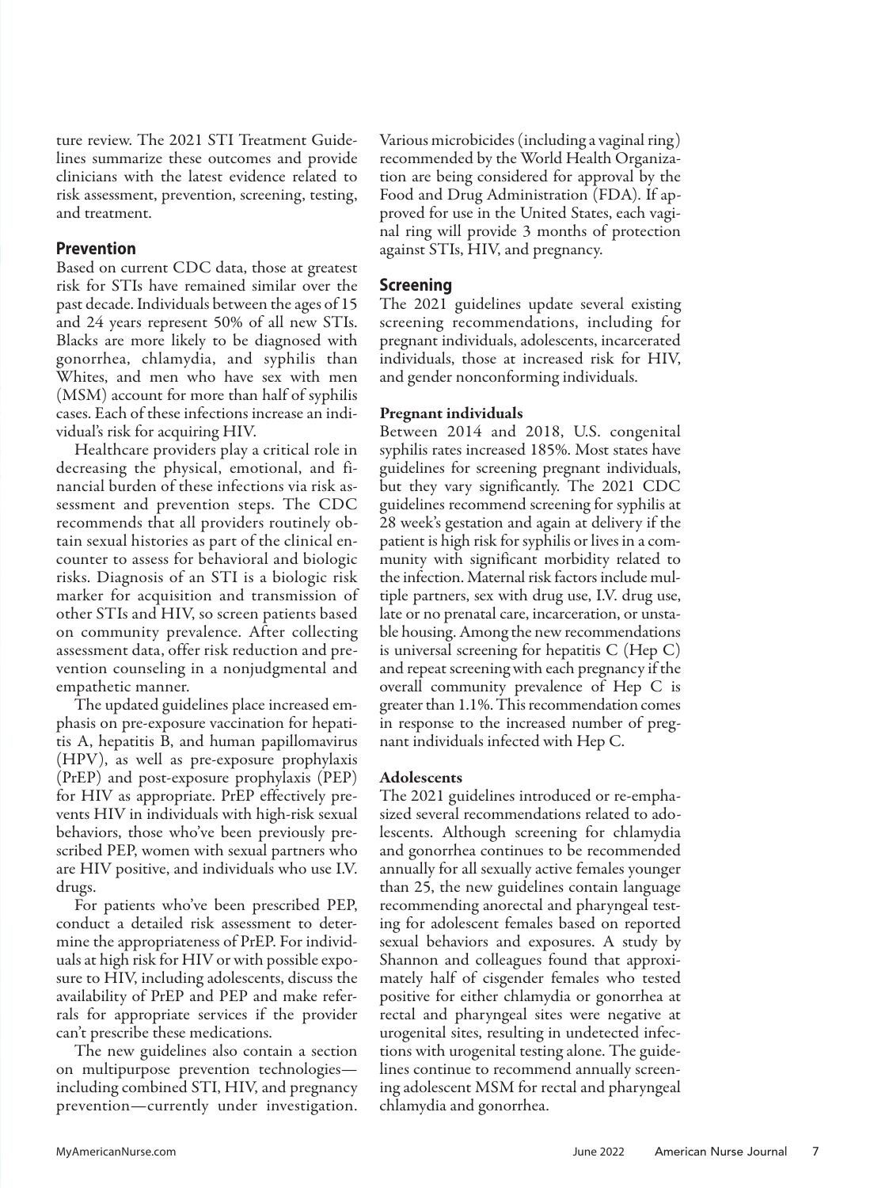ture review. The 2021 STI Treatment Guidelines summarize these outcomes and provide clinicians with the latest evidence related to risk assessment, prevention, screening, testing, and treatment.

## Prevention

Based on current CDC data, those at greatest risk for STIs have remained similar over the past decade. Individuals between the ages of 15 and 24 years represent 50% of all new STIs. Blacks are more likely to be diagnosed with gonorrhea, chlamydia, and syphilis than Whites, and men who have sex with men (MSM) account for more than half of syphilis cases. Each of these infections increase an individual's risk for acquiring HIV.

Healthcare providers play a critical role in decreasing the physical, emotional, and financial burden of these infections via risk assessment and prevention steps. The CDC recommends that all providers routinely obtain sexual histories as part of the clinical encounter to assess for behavioral and biologic risks. Diagnosis of an STI is a biologic risk marker for acquisition and transmission of other STIs and HIV, so screen patients based on community prevalence. After collecting assessment data, offer risk reduction and prevention counseling in a nonjudgmental and empathetic manner.

The updated guidelines place increased emphasis on pre-exposure vaccination for hepatitis A, hepatitis B, and human papillomavirus (HPV), as well as pre-exposure prophylaxis (PrEP) and post-exposure prophylaxis (PEP) for HIV as appropriate. PrEP effectively prevents HIV in individuals with high-risk sexual behaviors, those who've been previously prescribed PEP, women with sexual partners who are HIV positive, and individuals who use I.V. drugs.

For patients who've been prescribed PEP, conduct a detailed risk assessment to determine the appropriateness of PrEP. For individuals at high risk for HIV or with possible exposure to HIV, including adolescents, discuss the availability of PrEP and PEP and make referrals for appropriate services if the provider can't prescribe these medications.

The new guidelines also contain a section on multipurpose prevention technologies—including combined STI, HIV, and pregnancy prevention—currently under investigation. Various microbicides (including a vaginal ring) recommended by the World Health Organization are being considered for approval by the Food and Drug Administration (FDA). If approved for use in the United States, each vaginal ring will provide 3 months of protection against STIs, HIV, and pregnancy.

## Screening

The 2021 guidelines update several existing screening recommendations, including for pregnant individuals, adolescents, incarcerated individuals, those at increased risk for HIV, and gender nonconforming individuals.

### Pregnant individuals

Between 2014 and 2018, U.S. congenital syphilis rates increased 185%. Most states have guidelines for screening pregnant individuals, but they vary significantly. The 2021 CDC guidelines recommend screening for syphilis at 28 week's gestation and again at delivery if the patient is high risk for syphilis or lives in a community with significant morbidity related to the infection. Maternal risk factors include multiple partners, sex with drug use, I.V. drug use, late or no prenatal care, incarceration, or unstable housing. Among the new recommendations is universal screening for hepatitis C (Hep C) and repeat screening with each pregnancy if the overall community prevalence of Hep C is greater than 1.1%. This recommendation comes in response to the increased number of pregnant individuals infected with Hep C.

### Adolescents

The 2021 guidelines introduced or re-emphasized several recommendations related to adolescents. Although screening for chlamydia and gonorrhea continues to be recommended annually for all sexually active females younger than 25, the new guidelines contain language recommending anorectal and pharyngeal testing for adolescent females based on reported sexual behaviors and exposures. A study by Shannon and colleagues found that approximately half of cisgender females who tested positive for either chlamydia or gonorrhea at rectal and pharyngeal sites were negative at urogenital sites, resulting in undetected infections with urogenital testing alone. The guidelines continue to recommend annually screening adolescent MSM for rectal and pharyngeal chlamydia and gonorrhea.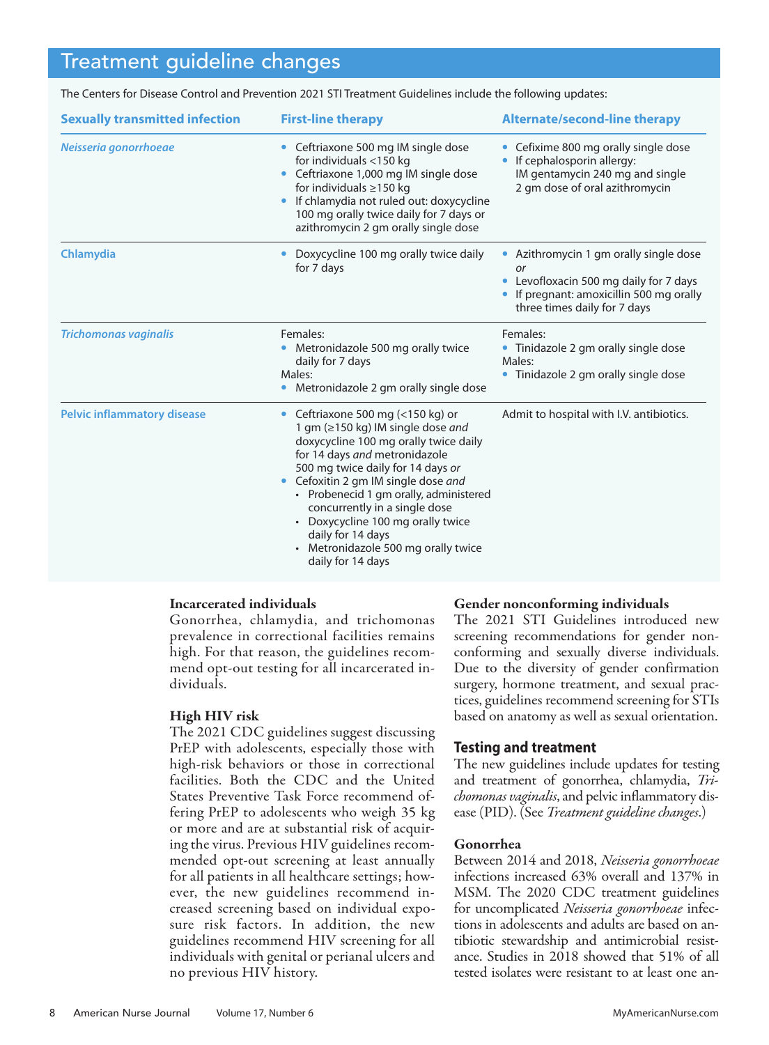## Treatment guideline changes

The Centers for Disease Control and Prevention 2021 STI Treatment Guidelines include the following updates:

| Sexually transmitted infection | First-line therapy | Alternate/second-line therapy |
|---|---|---|
| *Neisseria gonorrhoeae* | • Ceftriaxone 500 mg IM single dose for individuals <150 kg<br>• Ceftriaxone 1,000 mg IM single dose for individuals ≥150 kg<br>• If chlamydia not ruled out: doxycycline 100 mg orally twice daily for 7 days or azithromycin 2 gm orally single dose | • Cefixime 800 mg orally single dose<br>• If cephalosporin allergy: IM gentamycin 240 mg and single 2 gm dose of oral azithromycin |
| Chlamydia | • Doxycycline 100 mg orally twice daily for 7 days | • Azithromycin 1 gm orally single dose *or*<br>• Levofloxacin 500 mg daily for 7 days<br>• If pregnant: amoxicillin 500 mg orally three times daily for 7 days |
| *Trichomonas vaginalis* | Females:<br>• Metronidazole 500 mg orally twice daily for 7 days<br>Males:<br>• Metronidazole 2 gm orally single dose | Females:<br>• Tinidazole 2 gm orally single dose<br>Males:<br>• Tinidazole 2 gm orally single dose |
| Pelvic inflammatory disease | • Ceftriaxone 500 mg (<150 kg) or 1 gm (≥150 kg) IM single dose *and* doxycycline 100 mg orally twice daily for 14 days *and* metronidazole 500 mg twice daily for 14 days *or*<br>• Cefoxitin 2 gm IM single dose *and*<br>  • Probenecid 1 gm orally, administered concurrently in a single dose<br>  • Doxycycline 100 mg orally twice daily for 14 days<br>  • Metronidazole 500 mg orally twice daily for 14 days | Admit to hospital with I.V. antibiotics. |

**Incarcerated individuals**

Gonorrhea, chlamydia, and trichomonas prevalence in correctional facilities remains high. For that reason, the guidelines recommend opt-out testing for all incarcerated individuals.

**High HIV risk**

The 2021 CDC guidelines suggest discussing PrEP with adolescents, especially those with high-risk behaviors or those in correctional facilities. Both the CDC and the United States Preventive Task Force recommend offering PrEP to adolescents who weigh 35 kg or more and are at substantial risk of acquiring the virus. Previous HIV guidelines recommended opt-out screening at least annually for all patients in all healthcare settings; however, the new guidelines recommend increased screening based on individual exposure risk factors. In addition, the new guidelines recommend HIV screening for all individuals with genital or perianal ulcers and no previous HIV history.

**Gender nonconforming individuals**

The 2021 STI Guidelines introduced new screening recommendations for gender nonconforming and sexually diverse individuals. Due to the diversity of gender confirmation surgery, hormone treatment, and sexual practices, guidelines recommend screening for STIs based on anatomy as well as sexual orientation.

## Testing and treatment

The new guidelines include updates for testing and treatment of gonorrhea, chlamydia, *Trichomonas vaginalis*, and pelvic inflammatory disease (PID). (See *Treatment guideline changes*.)

**Gonorrhea**

Between 2014 and 2018, *Neisseria gonorrhoeae* infections increased 63% overall and 137% in MSM. The 2020 CDC treatment guidelines for uncomplicated *Neisseria gonorrhoeae* infections in adolescents and adults are based on antibiotic stewardship and antimicrobial resistance. Studies in 2018 showed that 51% of all tested isolates were resistant to at least one an-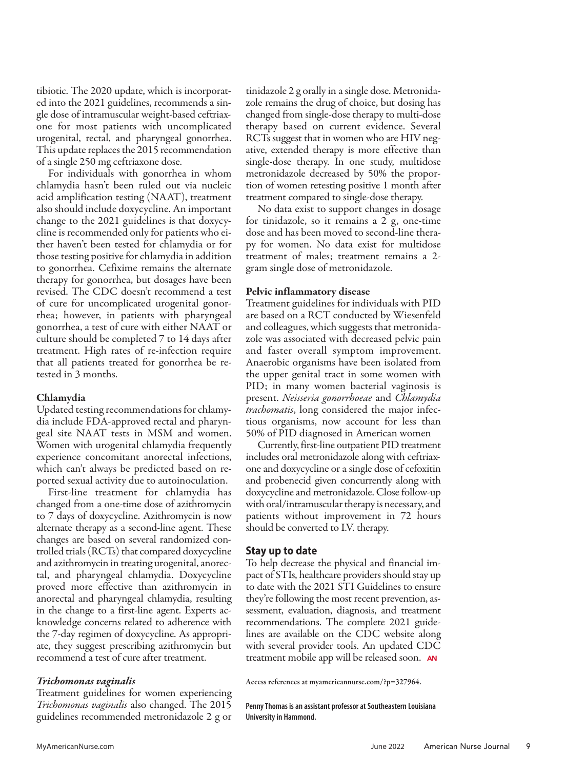tibiotic. The 2020 update, which is incorporated into the 2021 guidelines, recommends a single dose of intramuscular weight-based ceftriaxone for most patients with uncomplicated urogenital, rectal, and pharyngeal gonorrhea. This update replaces the 2015 recommendation of a single 250 mg ceftriaxone dose.

For individuals with gonorrhea in whom chlamydia hasn't been ruled out via nucleic acid amplification testing (NAAT), treatment also should include doxycycline. An important change to the 2021 guidelines is that doxycycline is recommended only for patients who either haven't been tested for chlamydia or for those testing positive for chlamydia in addition to gonorrhea. Cefixime remains the alternate therapy for gonorrhea, but dosages have been revised. The CDC doesn't recommend a test of cure for uncomplicated urogenital gonorrhea; however, in patients with pharyngeal gonorrhea, a test of cure with either NAAT or culture should be completed 7 to 14 days after treatment. High rates of re-infection require that all patients treated for gonorrhea be retested in 3 months.

### Chlamydia

Updated testing recommendations for chlamydia include FDA-approved rectal and pharyngeal site NAAT tests in MSM and women. Women with urogenital chlamydia frequently experience concomitant anorectal infections, which can't always be predicted based on reported sexual activity due to autoinoculation.

First-line treatment for chlamydia has changed from a one-time dose of azithromycin to 7 days of doxycycline. Azithromycin is now alternate therapy as a second-line agent. These changes are based on several randomized controlled trials (RCTs) that compared doxycycline and azithromycin in treating urogenital, anorectal, and pharyngeal chlamydia. Doxycycline proved more effective than azithromycin in anorectal and pharyngeal chlamydia, resulting in the change to a first-line agent. Experts acknowledge concerns related to adherence with the 7-day regimen of doxycycline. As appropriate, they suggest prescribing azithromycin but recommend a test of cure after treatment.

### *Trichomonas vaginalis*

Treatment guidelines for women experiencing *Trichomonas vaginalis* also changed. The 2015 guidelines recommended metronidazole 2 g or tinidazole 2 g orally in a single dose. Metronidazole remains the drug of choice, but dosing has changed from single-dose therapy to multi-dose therapy based on current evidence. Several RCTs suggest that in women who are HIV negative, extended therapy is more effective than single-dose therapy. In one study, multidose metronidazole decreased by 50% the proportion of women retesting positive 1 month after treatment compared to single-dose therapy.

No data exist to support changes in dosage for tinidazole, so it remains a 2 g, one-time dose and has been moved to second-line therapy for women. No data exist for multidose treatment of males; treatment remains a 2-gram single dose of metronidazole.

### Pelvic inflammatory disease

Treatment guidelines for individuals with PID are based on a RCT conducted by Wiesenfeld and colleagues, which suggests that metronidazole was associated with decreased pelvic pain and faster overall symptom improvement. Anaerobic organisms have been isolated from the upper genital tract in some women with PID; in many women bacterial vaginosis is present. *Neisseria gonorrhoeae* and *Chlamydia trachomatis*, long considered the major infectious organisms, now account for less than 50% of PID diagnosed in American women

Currently, first-line outpatient PID treatment includes oral metronidazole along with ceftriaxone and doxycycline or a single dose of cefoxitin and probenecid given concurrently along with doxycycline and metronidazole. Close follow-up with oral/intramuscular therapy is necessary, and patients without improvement in 72 hours should be converted to I.V. therapy.

## Stay up to date

To help decrease the physical and financial impact of STIs, healthcare providers should stay up to date with the 2021 STI Guidelines to ensure they're following the most recent prevention, assessment, evaluation, diagnosis, and treatment recommendations. The complete 2021 guidelines are available on the CDC website along with several provider tools. An updated CDC treatment mobile app will be released soon. **AN**

**Access references at myamericannurse.com/?p=327964.**

**Penny Thomas is an assistant professor at Southeastern Louisiana University in Hammond.**